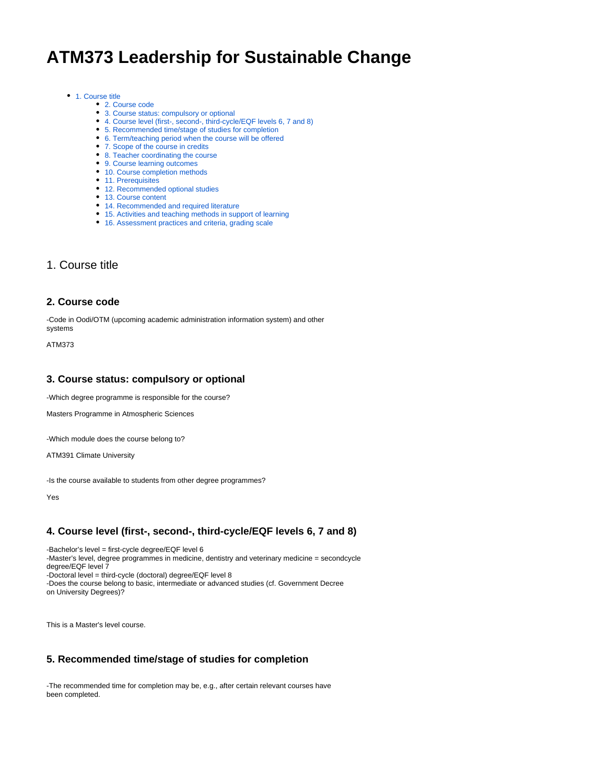# ATM373 Leadership for Sustainable Change

- 1. Course title
  - 2. Course code
  - 3. Course status: compulsory or optional
  - 4. Course level (first-, second-, third-cycle/EQF levels 6, 7 and 8)
  - 5. Recommended time/stage of studies for completion
  - 6. Term/teaching period when the course will be offered
  - 7. Scope of the course in credits
  - 8. Teacher coordinating the course
  - 9. Course learning outcomes
  - 10. Course completion methods
  - 11. Prerequisites
  - 12. Recommended optional studies
  - 13. Course content
  - 14. Recommended and required literature
  - 15. Activities and teaching methods in support of learning
  - 16. Assessment practices and criteria, grading scale

## 1. Course title

### 2. Course code

-Code in Oodi/OTM (upcoming academic administration information system) and other systems

ATM373

### 3. Course status: compulsory or optional

-Which degree programme is responsible for the course?

Masters Programme in Atmospheric Sciences

-Which module does the course belong to?

ATM391 Climate University

-Is the course available to students from other degree programmes?

Yes

### 4. Course level (first-, second-, third-cycle/EQF levels 6, 7 and 8)

-Bachelor's level = first-cycle degree/EQF level 6
-Master's level, degree programmes in medicine, dentistry and veterinary medicine = secondcycle degree/EQF level 7
-Doctoral level = third-cycle (doctoral) degree/EQF level 8
-Does the course belong to basic, intermediate or advanced studies (cf. Government Decree on University Degrees)?

This is a Master's level course.

### 5. Recommended time/stage of studies for completion

-The recommended time for completion may be, e.g., after certain relevant courses have been completed.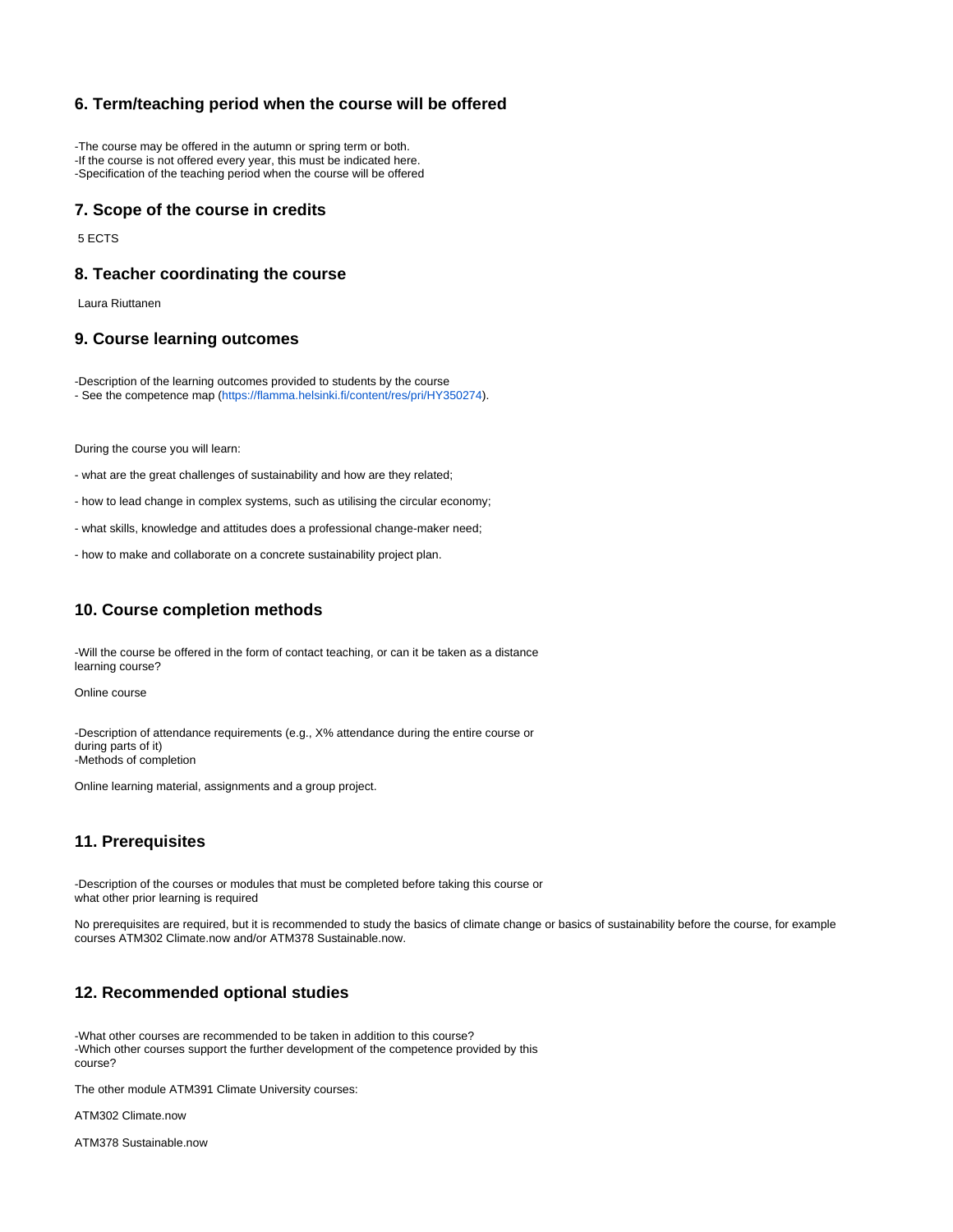## 6. Term/teaching period when the course will be offered

-The course may be offered in the autumn or spring term or both.
-If the course is not offered every year, this must be indicated here.
-Specification of the teaching period when the course will be offered

## 7. Scope of the course in credits

5 ECTS

## 8. Teacher coordinating the course

Laura Riuttanen

## 9. Course learning outcomes

-Description of the learning outcomes provided to students by the course
- See the competence map (https://flamma.helsinki.fi/content/res/pri/HY350274).

During the course you will learn:

- what are the great challenges of sustainability and how are they related;
- how to lead change in complex systems, such as utilising the circular economy;
- what skills, knowledge and attitudes does a professional change-maker need;
- how to make and collaborate on a concrete sustainability project plan.

## 10. Course completion methods

-Will the course be offered in the form of contact teaching, or can it be taken as a distance learning course?

Online course

-Description of attendance requirements (e.g., X% attendance during the entire course or during parts of it)
-Methods of completion

Online learning material, assignments and a group project.

## 11. Prerequisites

-Description of the courses or modules that must be completed before taking this course or what other prior learning is required

No prerequisites are required, but it is recommended to study the basics of climate change or basics of sustainability before the course, for example courses ATM302 Climate.now and/or ATM378 Sustainable.now.

## 12. Recommended optional studies

-What other courses are recommended to be taken in addition to this course?
-Which other courses support the further development of the competence provided by this course?

The other module ATM391 Climate University courses:

ATM302 Climate.now

ATM378 Sustainable.now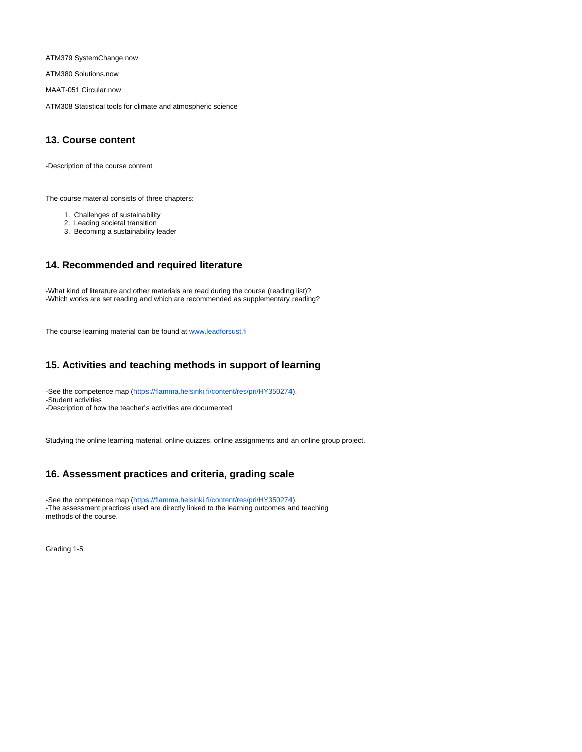ATM379 SystemChange.now

ATM380 Solutions.now

MAAT-051 Circular.now

ATM308 Statistical tools for climate and atmospheric science

## 13. Course content

-Description of the course content

The course material consists of three chapters:

1. Challenges of sustainability
2. Leading societal transition
3. Becoming a sustainability leader

## 14. Recommended and required literature

-What kind of literature and other materials are read during the course (reading list)?
-Which works are set reading and which are recommended as supplementary reading?

The course learning material can be found at www.leadforsust.fi

## 15. Activities and teaching methods in support of learning

-See the competence map (https://flamma.helsinki.fi/content/res/pri/HY350274).
-Student activities
-Description of how the teacher's activities are documented

Studying the online learning material, online quizzes, online assignments and an online group project.

## 16. Assessment practices and criteria, grading scale

-See the competence map (https://flamma.helsinki.fi/content/res/pri/HY350274).
-The assessment practices used are directly linked to the learning outcomes and teaching methods of the course.

Grading 1-5